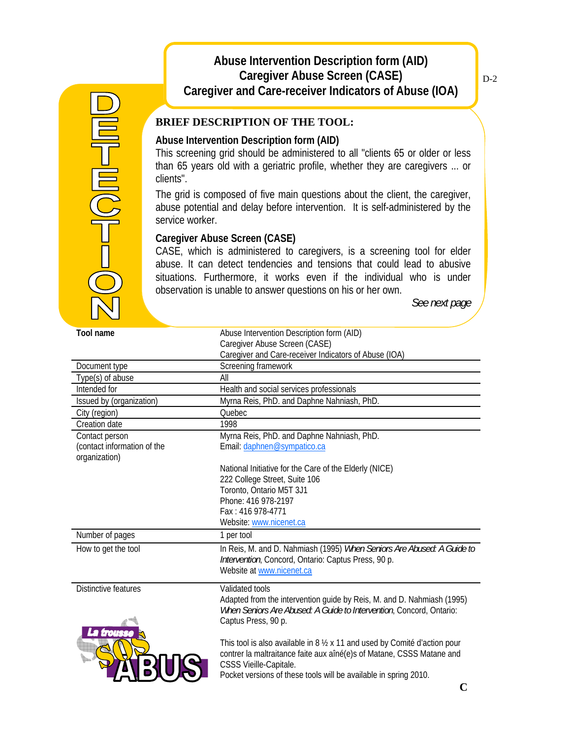# Abuse Intervention Description form (AID)
# Caregiver Abuse Screen (CASE)
# Caregiver and Care-receiver Indicators of Abuse (IOA)

DETECTION

## BRIEF DESCRIPTION OF THE TOOL:

### Abuse Intervention Description form (AID)

This screening grid should be administered to all "clients 65 or older or less than 65 years old with a geriatric profile, whether they are caregivers ... or clients".

The grid is composed of five main questions about the client, the caregiver, abuse potential and delay before intervention. It is self-administered by the service worker.

### Caregiver Abuse Screen (CASE)

CASE, which is administered to caregivers, is a screening tool for elder abuse. It can detect tendencies and tensions that could lead to abusive situations. Furthermore, it works even if the individual who is under observation is unable to answer questions on his or her own.

*See next page*

| **Tool name** | Abuse Intervention Description form (AID)<br>Caregiver Abuse Screen (CASE)<br>Caregiver and Care-receiver Indicators of Abuse (IOA) |
|---|---|
| Document type | Screening framework |
| Type(s) of abuse | All |
| Intended for | Health and social services professionals |
| Issued by (organization) | Myrna Reis, PhD. and Daphne Nahniash, PhD. |
| City (region) | Quebec |
| Creation date | 1998 |
| Contact person (contact information of the organization) | Myrna Reis, PhD. and Daphne Nahniash, PhD.<br>Email: daphnen@sympatico.ca<br><br>National Initiative for the Care of the Elderly (NICE)<br>222 College Street, Suite 106<br>Toronto, Ontario M5T 3J1<br>Phone: 416 978-2197<br>Fax : 416 978-4771<br>Website: www.nicenet.ca |
| Number of pages | 1 per tool |
| How to get the tool | In Reis, M. and D. Nahmiash (1995) *When Seniors Are Abused: A Guide to Intervention*, Concord, Ontario: Captus Press, 90 p.<br>Website at www.nicenet.ca |
| Distinctive features | Validated tools<br>Adapted from the intervention guide by Reis, M. and D. Nahmiash (1995) *When Seniors Are Abused: A Guide to Intervention*, Concord, Ontario: Captus Press, 90 p.<br><br>This tool is also available in 8 ½ x 11 and used by Comité d'action pour contrer la maltraitance faite aux aîné(e)s of Matane, CSSS Matane and CSSS Vieille-Capitale.<br>Pocket versions of these tools will be available in spring 2010. |

La trousse SOS ABUS

C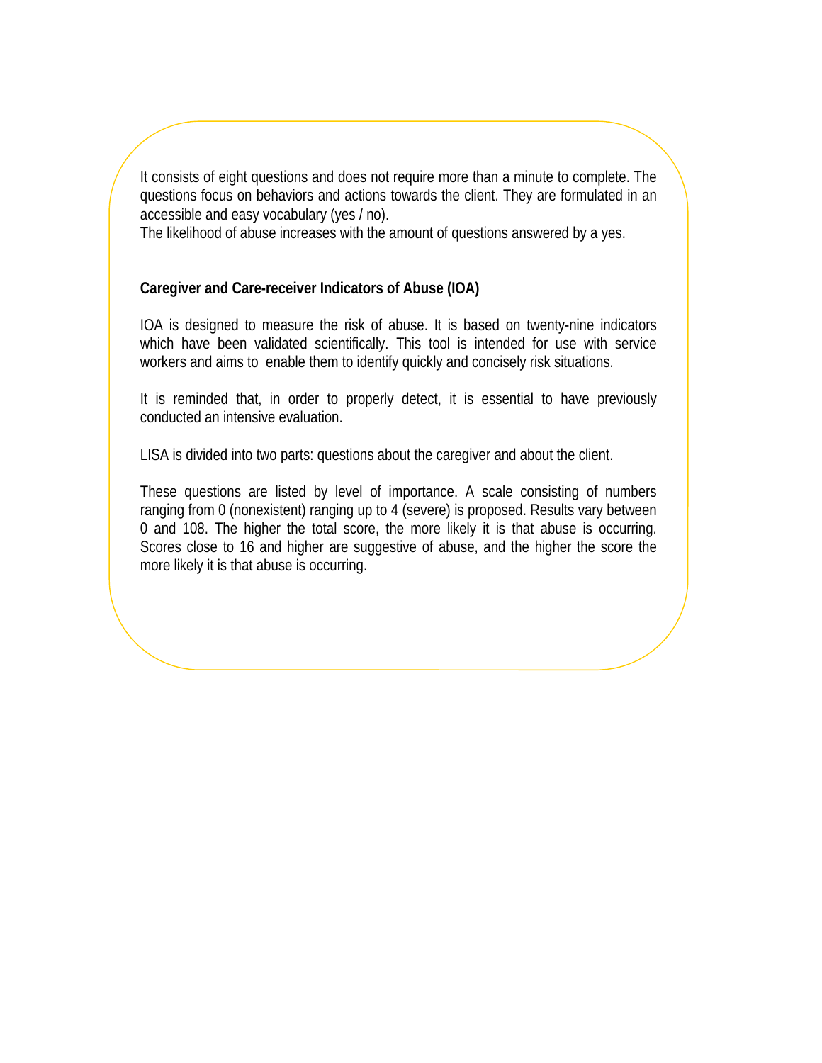It consists of eight questions and does not require more than a minute to complete. The questions focus on behaviors and actions towards the client. They are formulated in an accessible and easy vocabulary (yes / no).
The likelihood of abuse increases with the amount of questions answered by a yes.

**Caregiver and Care-receiver Indicators of Abuse (IOA)**

IOA is designed to measure the risk of abuse. It is based on twenty-nine indicators which have been validated scientifically. This tool is intended for use with service workers and aims to enable them to identify quickly and concisely risk situations.

It is reminded that, in order to properly detect, it is essential to have previously conducted an intensive evaluation.

LISA is divided into two parts: questions about the caregiver and about the client.

These questions are listed by level of importance. A scale consisting of numbers ranging from 0 (nonexistent) ranging up to 4 (severe) is proposed. Results vary between 0 and 108. The higher the total score, the more likely it is that abuse is occurring. Scores close to 16 and higher are suggestive of abuse, and the higher the score the more likely it is that abuse is occurring.